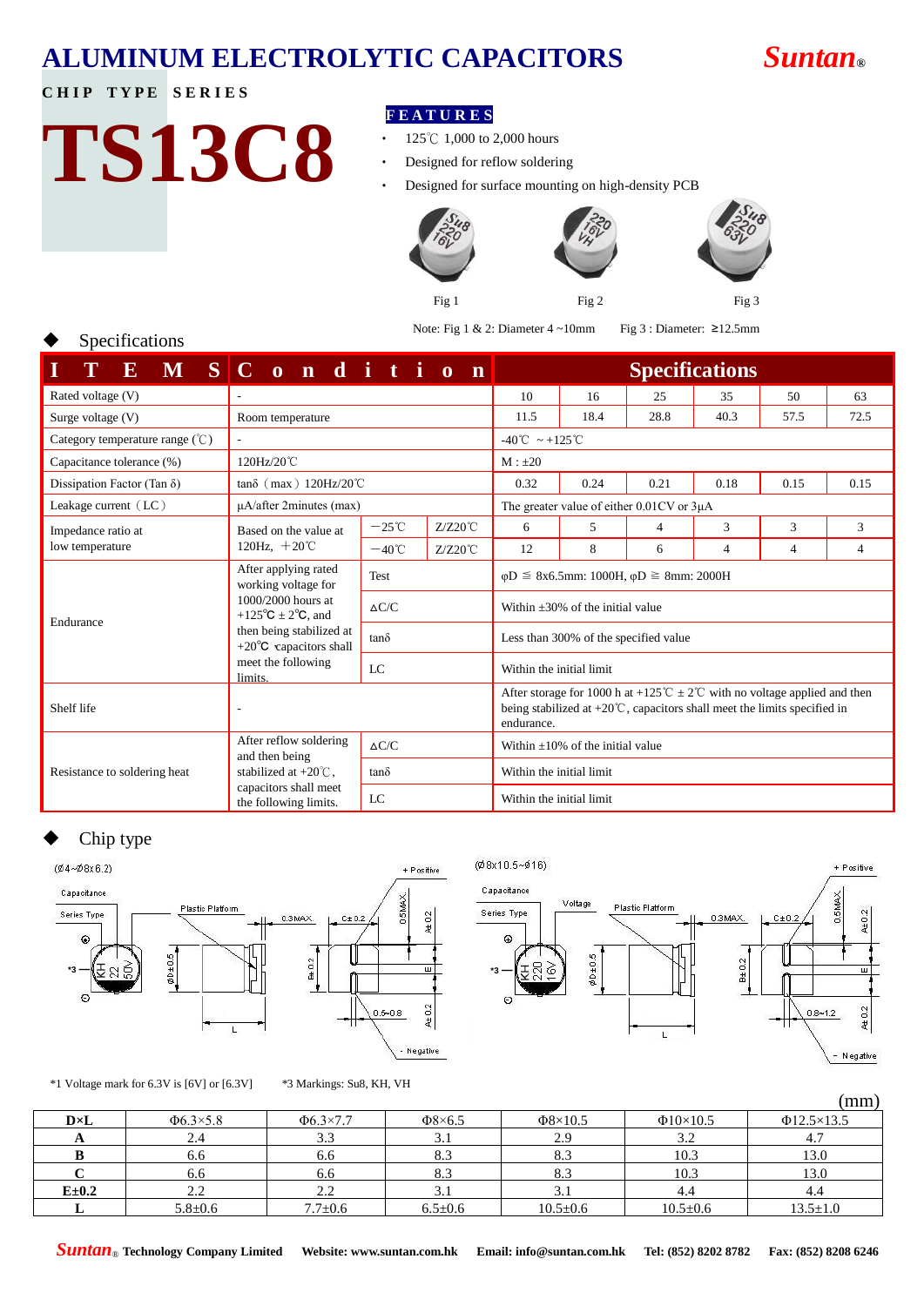# ALUMINUM ELECTROLYTIC CAPACITORS

**Suntan®**

**CHIP TYPE SERIES**

# TS13C8

**FEATURES**

- 125℃ 1,000 to 2,000 hours
- Designed for reflow soldering
- Designed for surface mounting on high-density PCB

Fig 1 Fig 2 Fig 3

Note: Fig 1 & 2: Diameter 4 ~10mm Fig 3 : Diameter: ≥12.5mm

## ◆ Specifications

| ITEMS | Conditions | | | Specifications | | | | | |
|---|---|---|---|---|---|---|---|---|---|
| Rated voltage (V) | - | | | 10 | 16 | 25 | 35 | 50 | 63 |
| Surge voltage (V) | Room temperature | | | 11.5 | 18.4 | 28.8 | 40.3 | 57.5 | 72.5 |
| Category temperature range (℃) | - | | | -40℃ ~ +125℃ | | | | | |
| Capacitance tolerance (%) | 120Hz/20℃ | | | M : ±20 | | | | | |
| Dissipation Factor (Tan δ) | tanδ (max) 120Hz/20℃ | | | 0.32 | 0.24 | 0.21 | 0.18 | 0.15 | 0.15 |
| Leakage current (LC) | μA/after 2minutes (max) | | | The greater value of either 0.01CV or 3μA | | | | | |
| Impedance ratio at low temperature | Based on the value at 120Hz, +20℃ | −25℃ | Z/Z20℃ | 6 | 5 | 4 | 3 | 3 | 3 |
| | | −40℃ | Z/Z20℃ | 12 | 8 | 6 | 4 | 4 | 4 |
| Endurance | After applying rated working voltage for 1000/2000 hours at +125℃ ± 2℃, and then being stabilized at +20℃ capacitors shall meet the following limits. | Test | | φD ≦ 8x6.5mm: 1000H, φD ≧ 8mm: 2000H | | | | | |
| | | ΔC/C | | Within ±30% of the initial value | | | | | |
| | | tanδ | | Less than 300% of the specified value | | | | | |
| | | LC | | Within the initial limit | | | | | |
| Shelf life | - | | | After storage for 1000 h at +125℃ ± 2℃ with no voltage applied and then being stabilized at +20℃, capacitors shall meet the limits specified in endurance. | | | | | |
| Resistance to soldering heat | After reflow soldering and then being stabilized at +20℃, capacitors shall meet the following limits. | ΔC/C | | Within ±10% of the initial value | | | | | |
| | | tanδ | | Within the initial limit | | | | | |
| | | LC | | Within the initial limit | | | | | |

## ◆ Chip type

(Ø4~Ø8x6.2) (Ø8x10.5~Ø16)

*1 Voltage mark for 6.3V is [6V] or [6.3V] *3 Markings: Su8, KH, VH

(mm)

| D×L | Φ6.3×5.8 | Φ6.3×7.7 | Φ8×6.5 | Φ8×10.5 | Φ10×10.5 | Φ12.5×13.5 |
|---|---|---|---|---|---|---|
| A | 2.4 | 3.3 | 3.1 | 2.9 | 3.2 | 4.7 |
| B | 6.6 | 6.6 | 8.3 | 8.3 | 10.3 | 13.0 |
| C | 6.6 | 6.6 | 8.3 | 8.3 | 10.3 | 13.0 |
| E±0.2 | 2.2 | 2.2 | 3.1 | 3.1 | 4.4 | 4.4 |
| L | 5.8±0.6 | 7.7±0.6 | 6.5±0.6 | 10.5±0.6 | 10.5±0.6 | 13.5±1.0 |

**Suntan® Technology Company Limited Website: www.suntan.com.hk Email: info@suntan.com.hk Tel: (852) 8202 8782 Fax: (852) 8208 6246**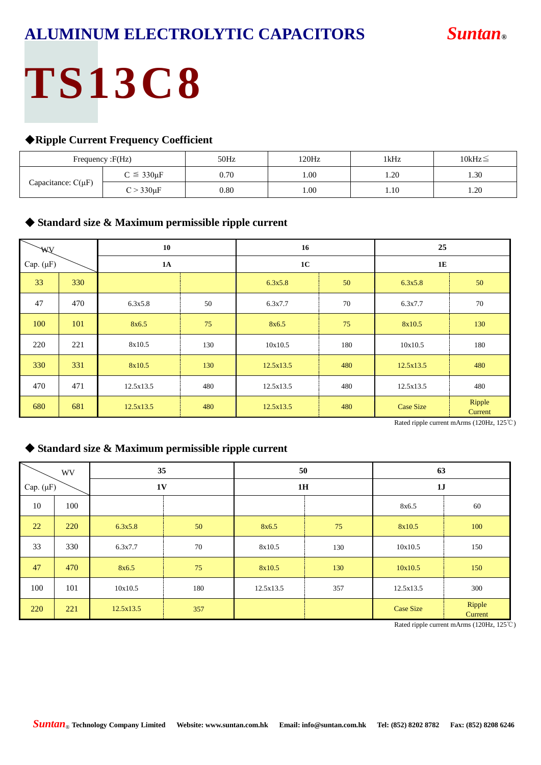# ALUMINUM ELECTROLYTIC CAPACITORS

**Suntan®**

# TS13C8

### ◆Ripple Current Frequency Coefficient

| Frequency :F(Hz) | | 50Hz | 120Hz | 1kHz | 10kHz≦ |
|---|---|---|---|---|---|
| Capacitance: C(μF) | C ≦ 330μF | 0.70 | 1.00 | 1.20 | 1.30 |
| | C > 330μF | 0.80 | 1.00 | 1.10 | 1.20 |

### ◆ Standard size & Maximum permissible ripple current

| WV | | 10 | | 16 | | 25 | |
|---|---|---|---|---|---|---|---|
| Cap. (μF) | | 1A | | 1C | | 1E | |
| 33 | 330 | | | 6.3x5.8 | 50 | 6.3x5.8 | 50 |
| 47 | 470 | 6.3x5.8 | 50 | 6.3x7.7 | 70 | 6.3x7.7 | 70 |
| 100 | 101 | 8x6.5 | 75 | 8x6.5 | 75 | 8x10.5 | 130 |
| 220 | 221 | 8x10.5 | 130 | 10x10.5 | 180 | 10x10.5 | 180 |
| 330 | 331 | 8x10.5 | 130 | 12.5x13.5 | 480 | 12.5x13.5 | 480 |
| 470 | 471 | 12.5x13.5 | 480 | 12.5x13.5 | 480 | 12.5x13.5 | 480 |
| 680 | 681 | 12.5x13.5 | 480 | 12.5x13.5 | 480 | Case Size | Ripple Current |

Rated ripple current mArms (120Hz, 125℃)

### ◆ Standard size & Maximum permissible ripple current

| WV | | 35 | | 50 | | 63 | |
|---|---|---|---|---|---|---|---|
| Cap. (μF) | | 1V | | 1H | | 1J | |
| 10 | 100 | | | | | 8x6.5 | 60 |
| 22 | 220 | 6.3x5.8 | 50 | 8x6.5 | 75 | 8x10.5 | 100 |
| 33 | 330 | 6.3x7.7 | 70 | 8x10.5 | 130 | 10x10.5 | 150 |
| 47 | 470 | 8x6.5 | 75 | 8x10.5 | 130 | 10x10.5 | 150 |
| 100 | 101 | 10x10.5 | 180 | 12.5x13.5 | 357 | 12.5x13.5 | 300 |
| 220 | 221 | 12.5x13.5 | 357 | | | Case Size | Ripple Current |

Rated ripple current mArms (120Hz, 125℃)

**Suntan® Technology Company Limited Website: www.suntan.com.hk Email: info@suntan.com.hk Tel: (852) 8202 8782 Fax: (852) 8208 6246**